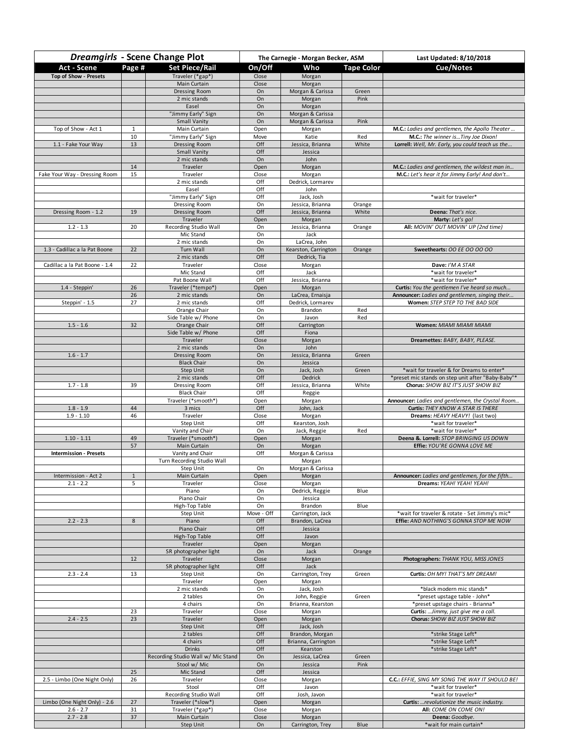| *Dreamgirls* - Scene Change Plot | | | The Carnegie - Morgan Becker, ASM | | | Last Updated: 8/10/2018 |
|---|---|---|---|---|---|---|
| **Act - Scene** | **Page #** | **Set Piece/Rail** | **On/Off** | **Who** | **Tape Color** | **Cue/Notes** |
| **Top of Show - Presets** | | Traveler (*gap*) | Close | Morgan | | |
| | | Main Curtain | Close | Morgan | | |
| | | Dressing Room | On | Morgan & Carissa | Green | |
| | | 2 mic stands | On | Morgan | Pink | |
| | | Easel | On | Morgan | | |
| | | "Jimmy Early" Sign | On | Morgan & Carissa | | |
| | | Small Vanity | On | Morgan & Carissa | Pink | |
| Top of Show - Act 1 | 1 | Main Curtain | Open | Morgan | | **M.C.:** *Ladies and gentlemen, the Apollo Theater...* |
| | 10 | "Jimmy Early" Sign | Move | Katie | Red | **M.C.:** *The winner is...Tiny Joe Dixon!* |
| 1.1 - Fake Your Way | 13 | Dressing Room | Off | Jessica, Brianna | White | **Lorrell:** *Well, Mr. Early, you could teach us the...* |
| | | Small Vanity | Off | Jessica | | |
| | | 2 mic stands | On | John | | |
| | 14 | Traveler | Open | Morgan | | **M.C.:** *Ladies and gentlemen, the wildest man in...* |
| Fake Your Way - Dressing Room | 15 | Traveler | Close | Morgan | | **M.C.:** *Let's hear it for Jimmy Early! And don't...* |
| | | 2 mic stands | Off | Dedrick, Lormarev | | |
| | | Easel | Off | John | | |
| | | "Jimmy Early" Sign | Off | Jack, Josh | | *wait for traveler* |
| | | Dressing Room | On | Jessica, Brianna | Orange | |
| Dressing Room - 1.2 | 19 | Dressing Room | Off | Jessica, Brianna | White | **Deena:** *That's nice.* |
| | | Traveler | Open | Morgan | | **Marty:** *Let's go!* |
| 1.2 - 1.3 | 20 | Recording Studio Wall | On | Jessica, Brianna | Orange | **All:** *MOVIN' OUT MOVIN' UP (2nd time)* |
| | | Mic Stand | On | Jack | | |
| | | 2 mic stands | On | LaCrea, John | | |
| 1.3 - Cadillac a la Pat Boone | 22 | Turn Wall | On | Kearston, Carrington | Orange | **Sweethearts:** *OO EE OO OO OO* |
| | | 2 mic stands | Off | Dedrick, Tia | | |
| Cadillac a la Pat Boone - 1.4 | 22 | Traveler | Close | Morgan | | **Dave:** *I'M A STAR* |
| | | Mic Stand | Off | Jack | | *wait for traveler* |
| | | Pat Boone Wall | Off | Jessica, Brianna | | *wait for traveler* |
| 1.4 - Steppin' | 26 | Traveler (*tempo*) | Open | Morgan | | **Curtis:** *You the gentlemen I've heard so much...* |
| | 26 | 2 mic stands | On | LaCrea, Ernaisja | | **Announcer:** *Ladies and gentlemen, singing their...* |
| Steppin' - 1.5 | 27 | 2 mic stands | Off | Dedrick, Lormarev | | **Women:** *STEP STEP TO THE BAD SIDE* |
| | | Orange Chair | On | Brandon | Red | |
| | | Side Table w/ Phone | On | Javon | Red | |
| 1.5 - 1.6 | 32 | Orange Chair | Off | Carrington | | **Women:** *MIAMI MIAMI MIAMI* |
| | | Side Table w/ Phone | Off | Fiona | | |
| | | Traveler | Close | Morgan | | **Dreamettes:** *BABY, BABY, PLEASE.* |
| | | 2 mic stands | On | John | | |
| 1.6 - 1.7 | | Dressing Room | On | Jessica, Brianna | Green | |
| | | Black Chair | On | Jessica | | |
| | | Step Unit | On | Jack, Josh | Green | *wait for traveler & for Dreams to enter* |
| | | 2 mic stands | Off | Dedrick | | *preset mic stands on step unit after "Baby-Baby"* |
| 1.7 - 1.8 | 39 | Dressing Room | Off | Jessica, Brianna | White | **Chorus:** *SHOW BIZ IT'S JUST SHOW BIZ* |
| | | Black Chair | Off | Reggie | | |
| | | Traveler (*smooth*) | Open | Morgan | | **Announcer:** *Ladies and gentlemen, the Crystal Room...* |
| 1.8 - 1.9 | 44 | 3 mics | Off | John, Jack | | **Curtis:** *THEY KNOW A STAR IS THERE* |
| 1.9 - 1.10 | 46 | Traveler | Close | Morgan | | **Dreams:** *HEAVY HEAVY!* (last two) |
| | | Step Unit | Off | Kearston, Josh | | *wait for traveler* |
| | | Vanity and Chair | On | Jack, Reggie | Red | *wait for traveler* |
| 1.10 - 1.11 | 49 | Traveler (*smooth*) | Open | Morgan | | **Deena &. Lorrell:** *STOP BRINGING US DOWN* |
| | 57 | Main Curtain | On | Morgan | | **Effie:** *YOU'RE GONNA LOVE ME* |
| **Intermission - Presets** | | Vanity and Chair | Off | Morgan & Carissa | | |
| | | Turn Recording Studio Wall | | Morgan | | |
| | | Step Unit | On | Morgan & Carissa | | |
| Intermission - Act 2 | 1 | Main Curtain | Open | Morgan | | **Announcer:** *Ladies and gentlemen, for the fifth...* |
| 2.1 - 2.2 | 5 | Traveler | Close | Morgan | | **Dreams:** *YEAH! YEAH! YEAH!* |
| | | Piano | On | Dedrick, Reggie | Blue | |
| | | Piano Chair | On | Jessica | | |
| | | High-Top Table | On | Brandon | Blue | |
| | | Step Unit | Move - Off | Carrington, Jack | | *wait for traveler & rotate - Set Jimmy's mic* |
| 2.2 - 2.3 | 8 | Piano | Off | Brandon, LaCrea | | **Effie:** *AND NOTHING'S GONNA STOP ME NOW* |
| | | Piano Chair | Off | Jessica | | |
| | | High-Top Table | Off | Javon | | |
| | | Traveler | Open | Morgan | | |
| | | SR photographer light | On | Jack | Orange | |
| | 12 | Traveler | Close | Morgan | | **Photographers:** *THANK YOU, MISS JONES* |
| | | SR photographer light | Off | Jack | | |
| 2.3 - 2.4 | 13 | Step Unit | On | Carrington, Trey | Green | **Curtis:** *OH MY! THAT'S MY DREAM!* |
| | | Traveler | Open | Morgan | | |
| | | 2 mic stands | On | Jack, Josh | | *black modern mic stands* |
| | | 2 tables | On | John, Reggie | Green | *preset upstage table - John* |
| | | 4 chairs | On | Brianna, Kearston | | *preset upstage chairs - Brianna* |
| | 23 | Traveler | Close | Morgan | | **Curtis:** *...Jimmy, just give me a call.* |
| 2.4 - 2.5 | 23 | Traveler | Open | Morgan | | **Chorus:** *SHOW BIZ JUST SHOW BIZ* |
| | | Step Unit | Off | Jack, Josh | | |
| | | 2 tables | Off | Brandon, Morgan | | *strike Stage Left* |
| | | 4 chairs | Off | Brianna, Carrington | | *strike Stage Left* |
| | | Drinks | Off | Kearston | | *strike Stage Left* |
| | | Recording Studio Wall w/ Mic Stand | On | Jessica, LaCrea | Green | |
| | | Stool w/ Mic | On | Jessica | Pink | |
| | 25 | Mic Stand | Off | Jessica | | |
| 2.5 - Limbo (One Night Only) | 26 | Traveler | Close | Morgan | | **C.C.:** *EFFIE, SING MY SONG THE WAY IT SHOULD BE!* |
| | | Stool | Off | Javon | | *wait for traveler* |
| | | Recording Studio Wall | Off | Josh, Javon | | *wait for traveler* |
| Limbo (One Night Only) - 2.6 | 27 | Traveler (*slow*) | Open | Morgan | | **Curtis:** *...revolutionize the music industry.* |
| 2.6 - 2.7 | 31 | Traveler (*gap*) | Close | Morgan | | **All:** *COME ON COME ON!* |
| 2.7 - 2.8 | 37 | Main Curtain | Close | Morgan | | **Deena:** *Goodbye.* |
| | | Step Unit | On | Carrington, Trey | Blue | *wait for main curtain* |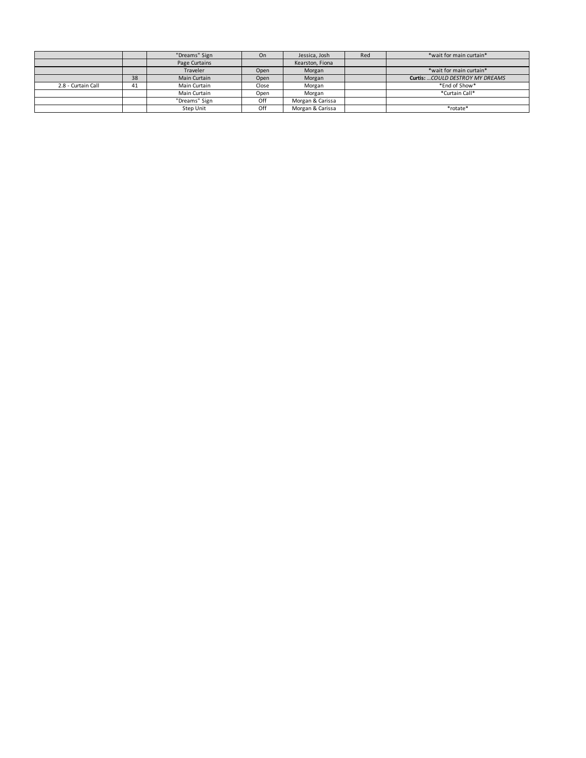| | | | | | | |
|---|---|---|---|---|---|---|
| | | "Dreams" Sign | On | Jessica, Josh | Red | *wait for main curtain* |
| | | Page Curtains | | Kearston, Fiona | | |
| | | Traveler | Open | Morgan | | *wait for main curtain* |
| | 38 | Main Curtain | Open | Morgan | | **Curtis:** *…COULD DESTROY MY DREAMS* |
| 2.8 - Curtain Call | 41 | Main Curtain | Close | Morgan | | *End of Show* |
| | | Main Curtain | Open | Morgan | | *Curtain Call* |
| | | "Dreams" Sign | Off | Morgan & Carissa | | |
| | | Step Unit | Off | Morgan & Carissa | | *rotate* |